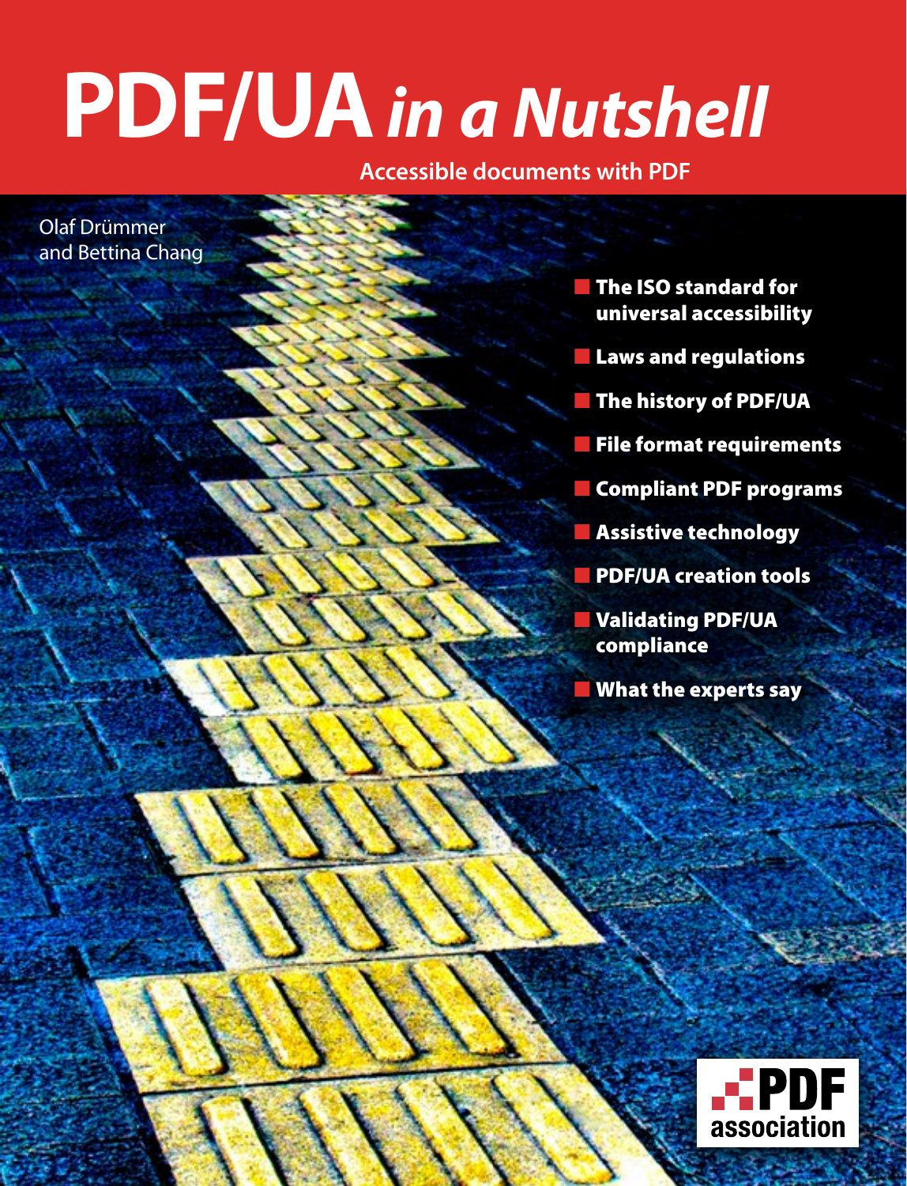# PDF/UA *in a Nutshell*

**Accessible documents with PDF**

Olaf Drümmer
and Bettina Chang

- **The ISO standard for universal accessibility**
- **Laws and regulations**
- **The history of PDF/UA**
- **File format requirements**
- **Compliant PDF programs**
- **Assistive technology**
- **PDF/UA creation tools**
- **Validating PDF/UA compliance**
- **What the experts say**

PDF association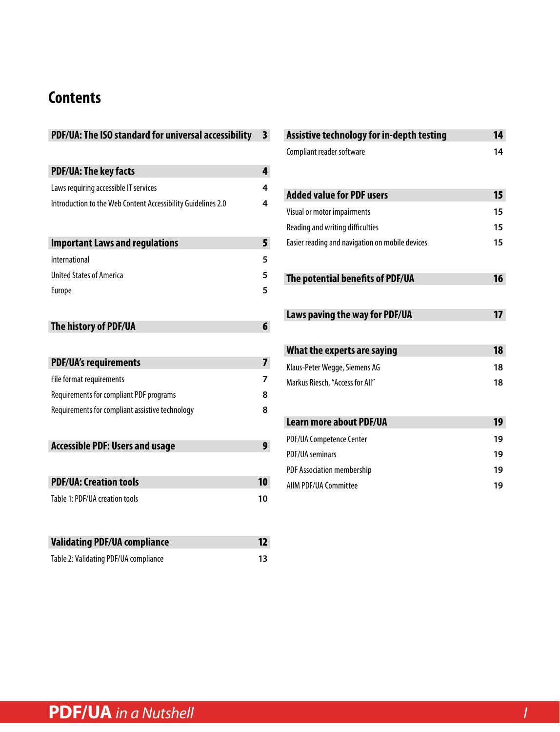# Contents

| | |
|---|---|
| **PDF/UA: The ISO standard for universal accessibility** | **3** |
| | |
| **PDF/UA: The key facts** | **4** |
| Laws requiring accessible IT services | 4 |
| Introduction to the Web Content Accessibility Guidelines 2.0 | 4 |
| | |
| **Important Laws and regulations** | **5** |
| International | 5 |
| United States of America | 5 |
| Europe | 5 |
| | |
| **The history of PDF/UA** | **6** |
| | |
| **PDF/UA's requirements** | **7** |
| File format requirements | 7 |
| Requirements for compliant PDF programs | 8 |
| Requirements for compliant assistive technology | 8 |
| | |
| **Accessible PDF: Users and usage** | **9** |
| | |
| **PDF/UA: Creation tools** | **10** |
| Table 1: PDF/UA creation tools | 10 |
| | |
| **Validating PDF/UA compliance** | **12** |
| Table 2: Validating PDF/UA compliance | 13 |
| | |
| **Assistive technology for in-depth testing** | **14** |
| Compliant reader software | 14 |
| | |
| **Added value for PDF users** | **15** |
| Visual or motor impairments | 15 |
| Reading and writing difficulties | 15 |
| Easier reading and navigation on mobile devices | 15 |
| | |
| **The potential benefits of PDF/UA** | **16** |
| | |
| **Laws paving the way for PDF/UA** | **17** |
| | |
| **What the experts are saying** | **18** |
| Klaus-Peter Wegge, Siemens AG | 18 |
| Markus Riesch, "Access for All" | 18 |
| | |
| **Learn more about PDF/UA** | **19** |
| PDF/UA Competence Center | 19 |
| PDF/UA seminars | 19 |
| PDF Association membership | 19 |
| AIIM PDF/UA Committee | 19 |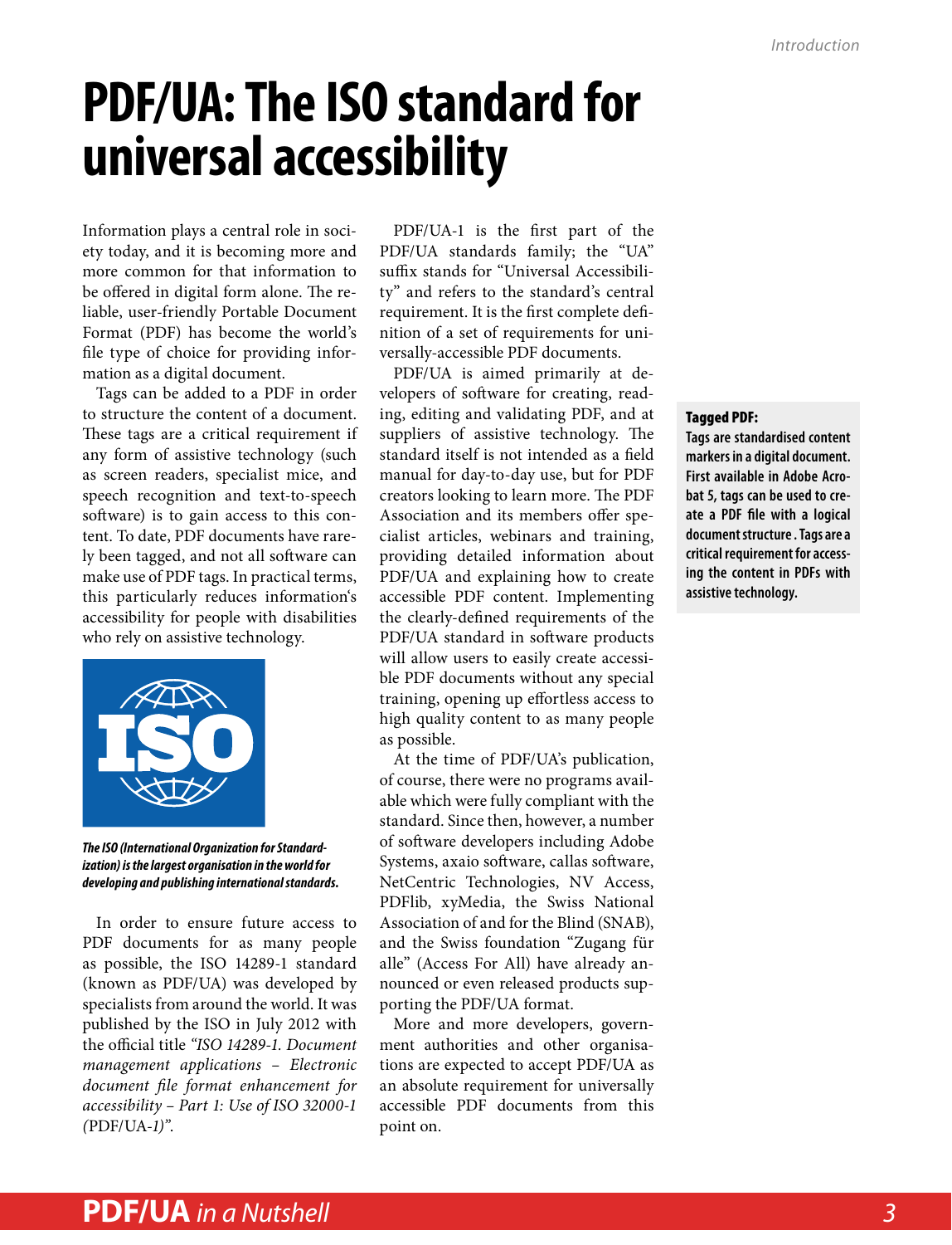# PDF/UA: The ISO standard for universal accessibility

Information plays a central role in society today, and it is becoming more and more common for that information to be offered in digital form alone. The reliable, user-friendly Portable Document Format (PDF) has become the world's file type of choice for providing information as a digital document.

Tags can be added to a PDF in order to structure the content of a document. These tags are a critical requirement if any form of assistive technology (such as screen readers, specialist mice, and speech recognition and text-to-speech software) is to gain access to this content. To date, PDF documents have rarely been tagged, and not all software can make use of PDF tags. In practical terms, this particularly reduces information's accessibility for people with disabilities who rely on assistive technology.

***The ISO (International Organization for Standardization) is the largest organisation in the world for developing and publishing international standards.***

In order to ensure future access to PDF documents for as many people as possible, the ISO 14289-1 standard (known as PDF/UA) was developed by specialists from around the world. It was published by the ISO in July 2012 with the official title *"ISO 14289-1. Document management applications – Electronic document file format enhancement for accessibility – Part 1: Use of ISO 32000-1 (*PDF/UA-*1)"*.

PDF/UA-1 is the first part of the PDF/UA standards family; the "UA" suffix stands for "Universal Accessibility" and refers to the standard's central requirement. It is the first complete definition of a set of requirements for universally-accessible PDF documents.

PDF/UA is aimed primarily at developers of software for creating, reading, editing and validating PDF, and at suppliers of assistive technology. The standard itself is not intended as a field manual for day-to-day use, but for PDF creators looking to learn more. The PDF Association and its members offer specialist articles, webinars and training, providing detailed information about PDF/UA and explaining how to create accessible PDF content. Implementing the clearly-defined requirements of the PDF/UA standard in software products will allow users to easily create accessible PDF documents without any special training, opening up effortless access to high quality content to as many people as possible.

At the time of PDF/UA's publication, of course, there were no programs available which were fully compliant with the standard. Since then, however, a number of software developers including Adobe Systems, axaio software, callas software, NetCentric Technologies, NV Access, PDFlib, xyMedia, the Swiss National Association of and for the Blind (SNAB), and the Swiss foundation "Zugang für alle" (Access For All) have already announced or even released products supporting the PDF/UA format.

More and more developers, government authorities and other organisations are expected to accept PDF/UA as an absolute requirement for universally accessible PDF documents from this point on.

**Tagged PDF:**

**Tags are standardised content markers in a digital document. First available in Adobe Acrobat 5, tags can be used to create a PDF file with a logical document structure. Tags are a critical requirement for accessing the content in PDFs with assistive technology.**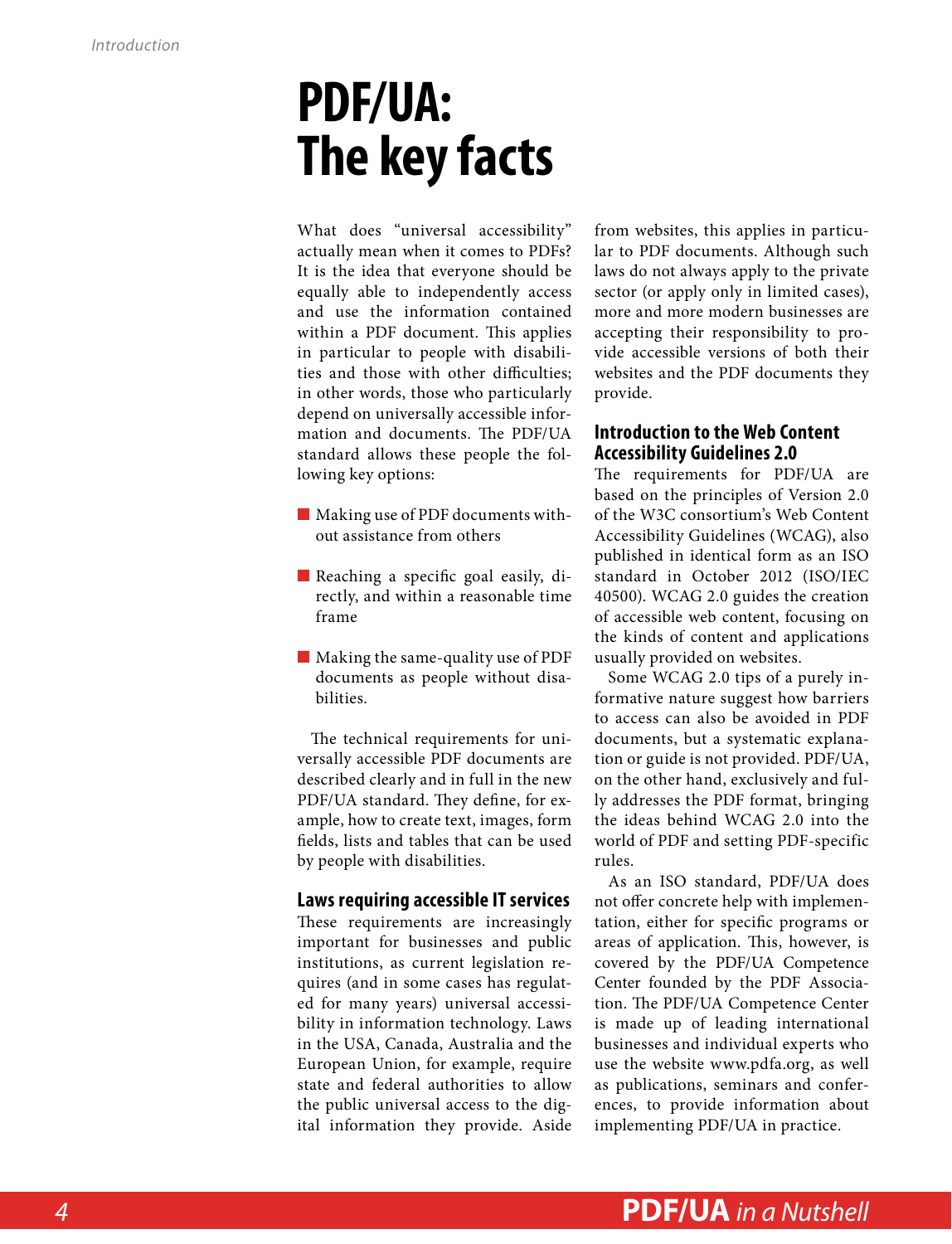# PDF/UA: The key facts

What does "universal accessibility" actually mean when it comes to PDFs? It is the idea that everyone should be equally able to independently access and use the information contained within a PDF document. This applies in particular to people with disabilities and those with other difficulties; in other words, those who particularly depend on universally accessible information and documents. The PDF/UA standard allows these people the following key options:

- Making use of PDF documents without assistance from others
- Reaching a specific goal easily, directly, and within a reasonable time frame
- Making the same-quality use of PDF documents as people without disabilities.

The technical requirements for universally accessible PDF documents are described clearly and in full in the new PDF/UA standard. They define, for example, how to create text, images, form fields, lists and tables that can be used by people with disabilities.

## Laws requiring accessible IT services

These requirements are increasingly important for businesses and public institutions, as current legislation requires (and in some cases has regulated for many years) universal accessibility in information technology. Laws in the USA, Canada, Australia and the European Union, for example, require state and federal authorities to allow the public universal access to the digital information they provide. Aside from websites, this applies in particular to PDF documents. Although such laws do not always apply to the private sector (or apply only in limited cases), more and more modern businesses are accepting their responsibility to provide accessible versions of both their websites and the PDF documents they provide.

## Introduction to the Web Content Accessibility Guidelines 2.0

The requirements for PDF/UA are based on the principles of Version 2.0 of the W3C consortium's Web Content Accessibility Guidelines (WCAG), also published in identical form as an ISO standard in October 2012 (ISO/IEC 40500). WCAG 2.0 guides the creation of accessible web content, focusing on the kinds of content and applications usually provided on websites.

Some WCAG 2.0 tips of a purely informative nature suggest how barriers to access can also be avoided in PDF documents, but a systematic explanation or guide is not provided. PDF/UA, on the other hand, exclusively and fully addresses the PDF format, bringing the ideas behind WCAG 2.0 into the world of PDF and setting PDF-specific rules.

As an ISO standard, PDF/UA does not offer concrete help with implementation, either for specific programs or areas of application. This, however, is covered by the PDF/UA Competence Center founded by the PDF Association. The PDF/UA Competence Center is made up of leading international businesses and individual experts who use the website www.pdfa.org, as well as publications, seminars and conferences, to provide information about implementing PDF/UA in practice.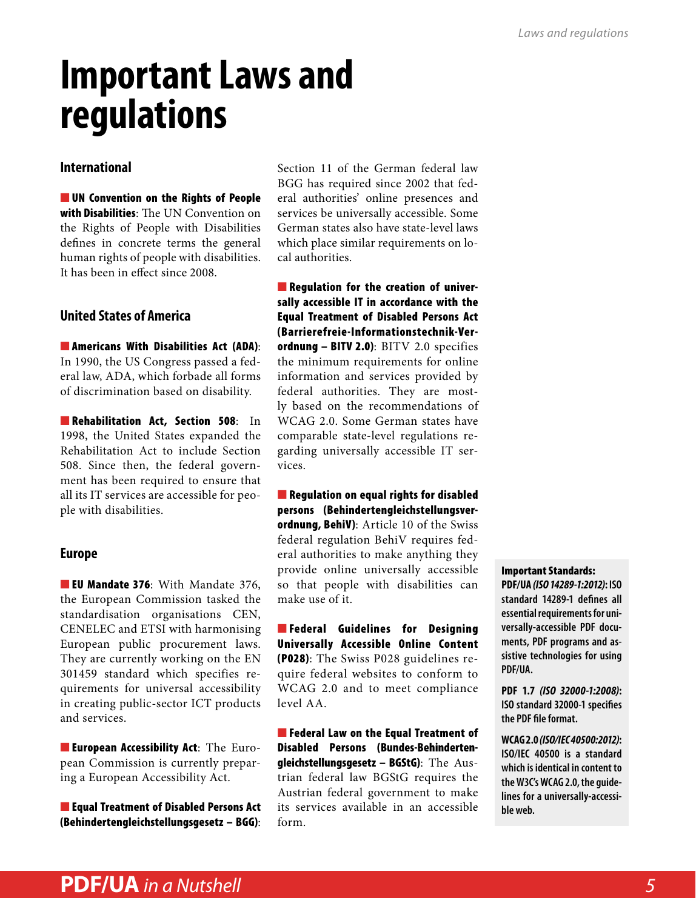# Important Laws and regulations

## International

**UN Convention on the Rights of People with Disabilities**: The UN Convention on the Rights of People with Disabilities defines in concrete terms the general human rights of people with disabilities. It has been in effect since 2008.

## United States of America

**Americans With Disabilities Act (ADA)**: In 1990, the US Congress passed a federal law, ADA, which forbade all forms of discrimination based on disability.

**Rehabilitation Act, Section 508**: In 1998, the United States expanded the Rehabilitation Act to include Section 508. Since then, the federal government has been required to ensure that all its IT services are accessible for people with disabilities.

## Europe

**EU Mandate 376**: With Mandate 376, the European Commission tasked the standardisation organisations CEN, CENELEC and ETSI with harmonising European public procurement laws. They are currently working on the EN 301459 standard which specifies requirements for universal accessibility in creating public-sector ICT products and services.

**European Accessibility Act**: The European Commission is currently preparing a European Accessibility Act.

**Equal Treatment of Disabled Persons Act (Behindertengleichstellungsgesetz – BGG)**: Section 11 of the German federal law BGG has required since 2002 that federal authorities' online presences and services be universally accessible. Some German states also have state-level laws which place similar requirements on local authorities.

**Regulation for the creation of universally accessible IT in accordance with the Equal Treatment of Disabled Persons Act (Barrierefreie-Informationstechnik-Verordnung – BITV 2.0)**: BITV 2.0 specifies the minimum requirements for online information and services provided by federal authorities. They are mostly based on the recommendations of WCAG 2.0. Some German states have comparable state-level regulations regarding universally accessible IT services.

**Regulation on equal rights for disabled persons (Behindertengleichstellungsverordnung, BehiV)**: Article 10 of the Swiss federal regulation BehiV requires federal authorities to make anything they provide online universally accessible so that people with disabilities can make use of it.

**Federal Guidelines for Designing Universally Accessible Online Content (P028)**: The Swiss P028 guidelines require federal websites to conform to WCAG 2.0 and to meet compliance level AA.

**Federal Law on the Equal Treatment of Disabled Persons (Bundes-Behindertengleichstellungsgesetz – BGStG)**: The Austrian federal law BGStG requires the Austrian federal government to make its services available in an accessible form.

**Important Standards:**

**PDF/UA *(ISO 14289-1:2012)*: ISO standard 14289-1 defines all essential requirements for universally-accessible PDF documents, PDF programs and assistive technologies for using PDF/UA.**

**PDF 1.7 *(ISO 32000-1:2008)*: ISO standard 32000-1 specifies the PDF file format.**

**WCAG 2.0 *(ISO/IEC 40500:2012)*: ISO/IEC 40500 is a standard which is identical in content to the W3C's WCAG 2.0, the guidelines for a universally-accessible web.**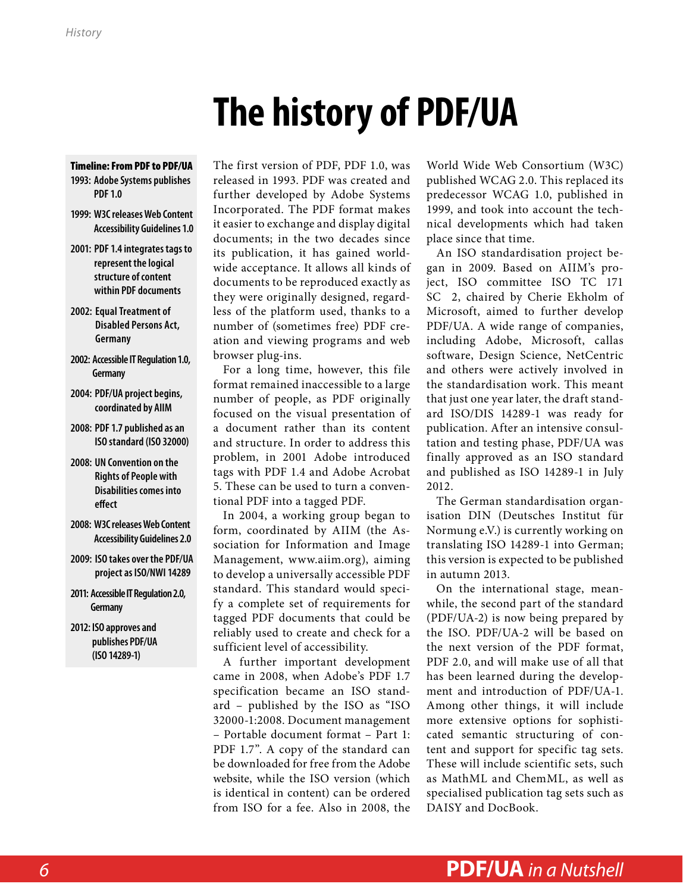# The history of PDF/UA

**Timeline: From PDF to PDF/UA**

- **1993: Adobe Systems publishes PDF 1.0**
- **1999: W3C releases Web Content Accessibility Guidelines 1.0**
- **2001: PDF 1.4 integrates tags to represent the logical structure of content within PDF documents**
- **2002: Equal Treatment of Disabled Persons Act, Germany**
- **2002: Accessible IT Regulation 1.0, Germany**
- **2004: PDF/UA project begins, coordinated by AIIM**
- **2008: PDF 1.7 published as an ISO standard (ISO 32000)**
- **2008: UN Convention on the Rights of People with Disabilities comes into effect**
- **2008: W3C releases Web Content Accessibility Guidelines 2.0**
- **2009: ISO takes over the PDF/UA project as ISO/NWI 14289**
- **2011: Accessible IT Regulation 2.0, Germany**
- **2012: ISO approves and publishes PDF/UA (ISO 14289-1)**

The first version of PDF, PDF 1.0, was released in 1993. PDF was created and further developed by Adobe Systems Incorporated. The PDF format makes it easier to exchange and display digital documents; in the two decades since its publication, it has gained worldwide acceptance. It allows all kinds of documents to be reproduced exactly as they were originally designed, regardless of the platform used, thanks to a number of (sometimes free) PDF creation and viewing programs and web browser plug-ins.

For a long time, however, this file format remained inaccessible to a large number of people, as PDF originally focused on the visual presentation of a document rather than its content and structure. In order to address this problem, in 2001 Adobe introduced tags with PDF 1.4 and Adobe Acrobat 5. These can be used to turn a conventional PDF into a tagged PDF.

In 2004, a working group began to form, coordinated by AIIM (the Association for Information and Image Management, www.aiim.org), aiming to develop a universally accessible PDF standard. This standard would specify a complete set of requirements for tagged PDF documents that could be reliably used to create and check for a sufficient level of accessibility.

A further important development came in 2008, when Adobe's PDF 1.7 specification became an ISO standard – published by the ISO as "ISO 32000-1:2008. Document management – Portable document format – Part 1: PDF 1.7". A copy of the standard can be downloaded for free from the Adobe website, while the ISO version (which is identical in content) can be ordered from ISO for a fee. Also in 2008, the World Wide Web Consortium (W3C) published WCAG 2.0. This replaced its predecessor WCAG 1.0, published in 1999, and took into account the technical developments which had taken place since that time.

An ISO standardisation project began in 2009. Based on AIIM's project, ISO committee ISO TC 171 SC 2, chaired by Cherie Ekholm of Microsoft, aimed to further develop PDF/UA. A wide range of companies, including Adobe, Microsoft, callas software, Design Science, NetCentric and others were actively involved in the standardisation work. This meant that just one year later, the draft standard ISO/DIS 14289-1 was ready for publication. After an intensive consultation and testing phase, PDF/UA was finally approved as an ISO standard and published as ISO 14289-1 in July 2012.

The German standardisation organisation DIN (Deutsches Institut für Normung e.V.) is currently working on translating ISO 14289-1 into German; this version is expected to be published in autumn 2013.

On the international stage, meanwhile, the second part of the standard (PDF/UA-2) is now being prepared by the ISO. PDF/UA-2 will be based on the next version of the PDF format, PDF 2.0, and will make use of all that has been learned during the development and introduction of PDF/UA-1. Among other things, it will include more extensive options for sophisticated semantic structuring of content and support for specific tag sets. These will include scientific sets, such as MathML and ChemML, as well as specialised publication tag sets such as DAISY and DocBook.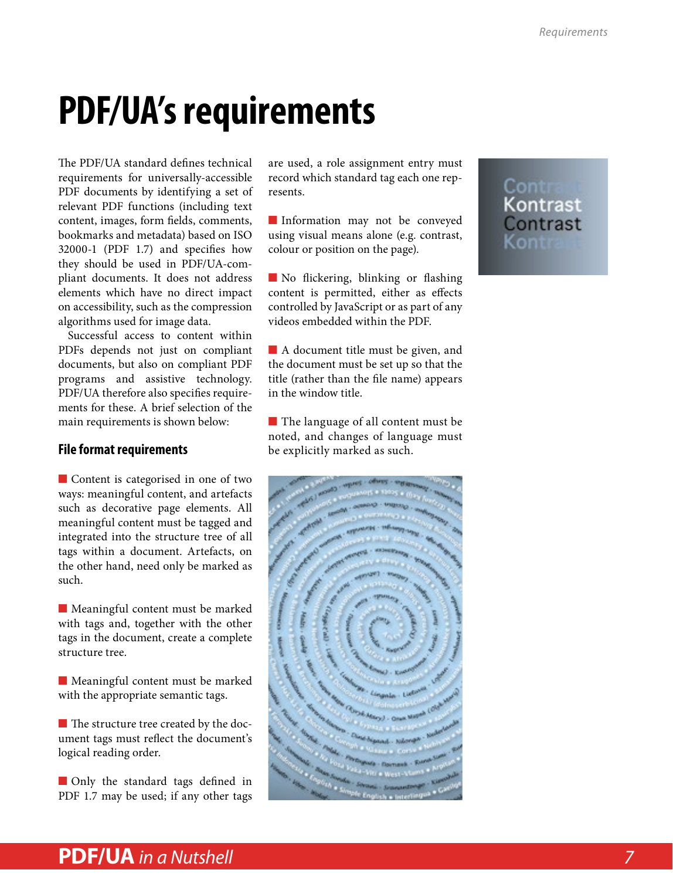# PDF/UA's requirements

The PDF/UA standard defines technical requirements for universally-accessible PDF documents by identifying a set of relevant PDF functions (including text content, images, form fields, comments, bookmarks and metadata) based on ISO 32000-1 (PDF 1.7) and specifies how they should be used in PDF/UA-compliant documents. It does not address elements which have no direct impact on accessibility, such as the compression algorithms used for image data.

Successful access to content within PDFs depends not just on compliant documents, but also on compliant PDF programs and assistive technology. PDF/UA therefore also specifies requirements for these. A brief selection of the main requirements is shown below:

### File format requirements

- Content is categorised in one of two ways: meaningful content, and artefacts such as decorative page elements. All meaningful content must be tagged and integrated into the structure tree of all tags within a document. Artefacts, on the other hand, need only be marked as such.

- Meaningful content must be marked with tags and, together with the other tags in the document, create a complete structure tree.

- Meaningful content must be marked with the appropriate semantic tags.

- The structure tree created by the document tags must reflect the document's logical reading order.

- Only the standard tags defined in PDF 1.7 may be used; if any other tags are used, a role assignment entry must record which standard tag each one represents.

- Information may not be conveyed using visual means alone (e.g. contrast, colour or position on the page).

- No flickering, blinking or flashing content is permitted, either as effects controlled by JavaScript or as part of any videos embedded within the PDF.

- A document title must be given, and the document must be set up so that the title (rather than the file name) appears in the window title.

- The language of all content must be noted, and changes of language must be explicitly marked as such.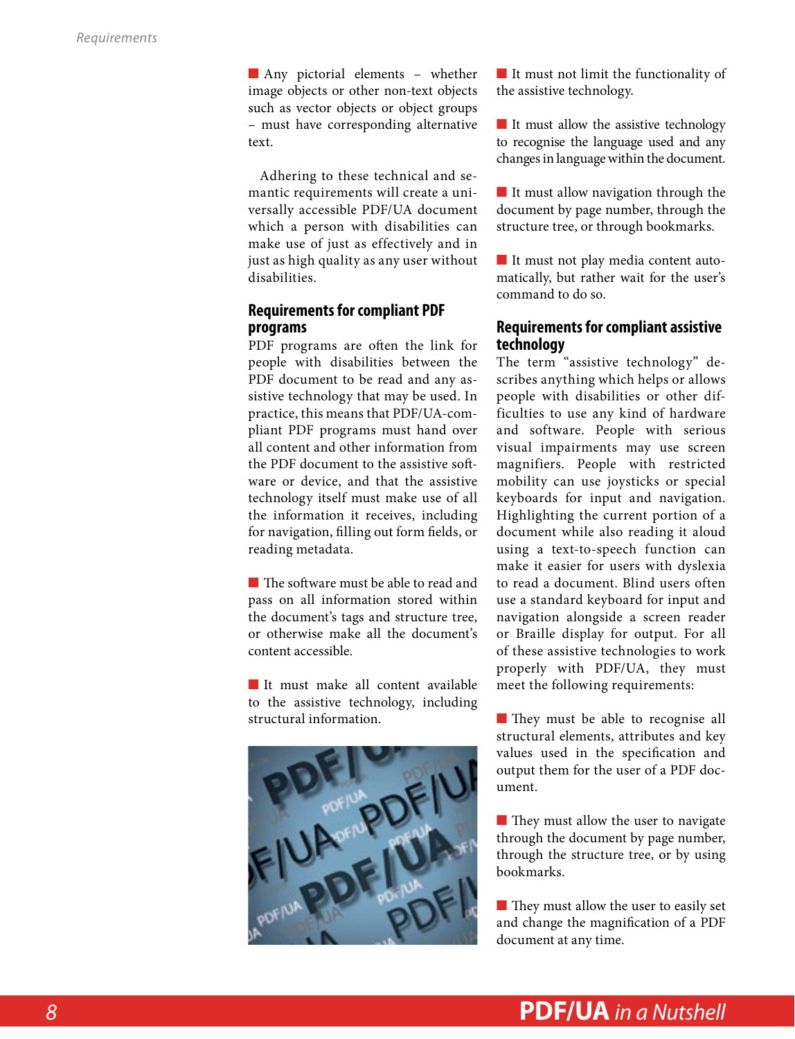- Any pictorial elements – whether image objects or other non-text objects such as vector objects or object groups – must have corresponding alternative text.

Adhering to these technical and semantic requirements will create a universally accessible PDF/UA document which a person with disabilities can make use of just as effectively and in just as high quality as any user without disabilities.

## Requirements for compliant PDF programs

PDF programs are often the link for people with disabilities between the PDF document to be read and any assistive technology that may be used. In practice, this means that PDF/UA-compliant PDF programs must hand over all content and other information from the PDF document to the assistive software or device, and that the assistive technology itself must make use of all the information it receives, including for navigation, filling out form fields, or reading metadata.

- The software must be able to read and pass on all information stored within the document's tags and structure tree, or otherwise make all the document's content accessible.
- It must make all content available to the assistive technology, including structural information.
- It must not limit the functionality of the assistive technology.
- It must allow the assistive technology to recognise the language used and any changes in language within the document.
- It must allow navigation through the document by page number, through the structure tree, or through bookmarks.
- It must not play media content automatically, but rather wait for the user's command to do so.

## Requirements for compliant assistive technology

The term "assistive technology" describes anything which helps or allows people with disabilities or other difficulties to use any kind of hardware and software. People with serious visual impairments may use screen magnifiers. People with restricted mobility can use joysticks or special keyboards for input and navigation. Highlighting the current portion of a document while also reading it aloud using a text-to-speech function can make it easier for users with dyslexia to read a document. Blind users often use a standard keyboard for input and navigation alongside a screen reader or Braille display for output. For all of these assistive technologies to work properly with PDF/UA, they must meet the following requirements:

- They must be able to recognise all structural elements, attributes and key values used in the specification and output them for the user of a PDF document.
- They must allow the user to navigate through the document by page number, through the structure tree, or by using bookmarks.
- They must allow the user to easily set and change the magnification of a PDF document at any time.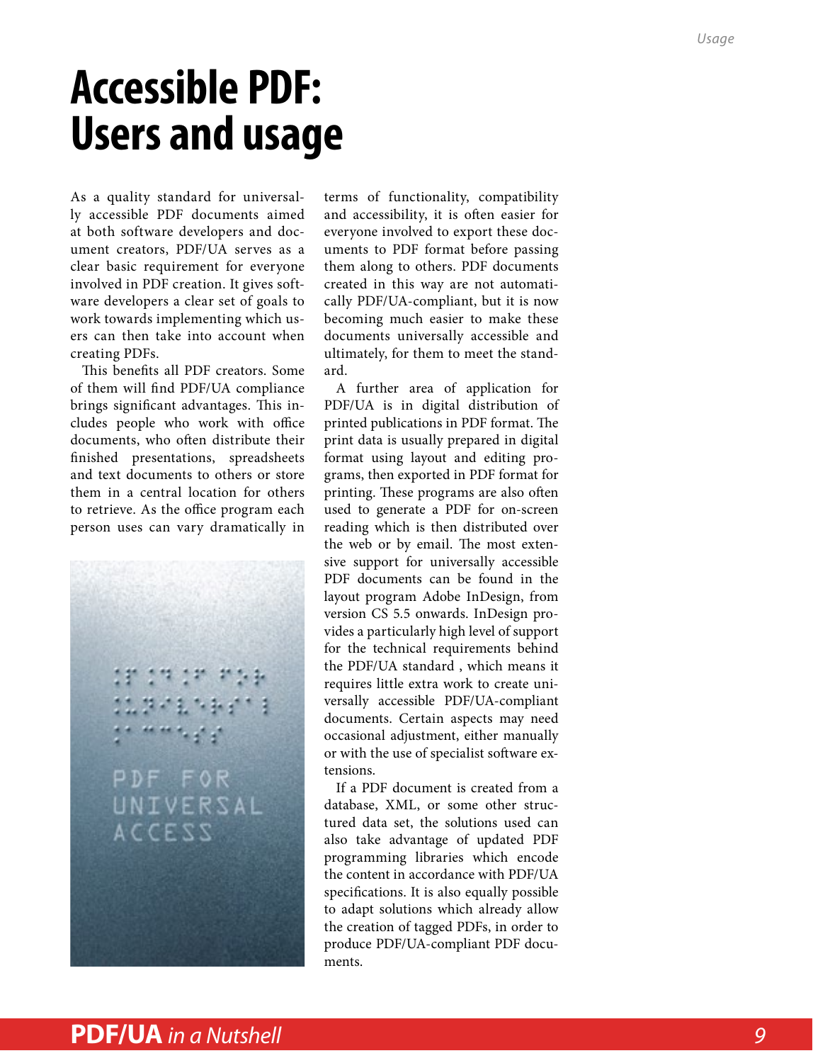# Accessible PDF: Users and usage

As a quality standard for universally accessible PDF documents aimed at both software developers and document creators, PDF/UA serves as a clear basic requirement for everyone involved in PDF creation. It gives software developers a clear set of goals to work towards implementing which users can then take into account when creating PDFs.

This benefits all PDF creators. Some of them will find PDF/UA compliance brings significant advantages. This includes people who work with office documents, who often distribute their finished presentations, spreadsheets and text documents to others or store them in a central location for others to retrieve. As the office program each person uses can vary dramatically in terms of functionality, compatibility and accessibility, it is often easier for everyone involved to export these documents to PDF format before passing them along to others. PDF documents created in this way are not automatically PDF/UA-compliant, but it is now becoming much easier to make these documents universally accessible and ultimately, for them to meet the standard.

A further area of application for PDF/UA is in digital distribution of printed publications in PDF format. The print data is usually prepared in digital format using layout and editing programs, then exported in PDF format for printing. These programs are also often used to generate a PDF for on-screen reading which is then distributed over the web or by email. The most extensive support for universally accessible PDF documents can be found in the layout program Adobe InDesign, from version CS 5.5 onwards. InDesign provides a particularly high level of support for the technical requirements behind the PDF/UA standard , which means it requires little extra work to create universally accessible PDF/UA-compliant documents. Certain aspects may need occasional adjustment, either manually or with the use of specialist software extensions.

If a PDF document is created from a database, XML, or some other structured data set, the solutions used can also take advantage of updated PDF programming libraries which encode the content in accordance with PDF/UA specifications. It is also equally possible to adapt solutions which already allow the creation of tagged PDFs, in order to produce PDF/UA-compliant PDF documents.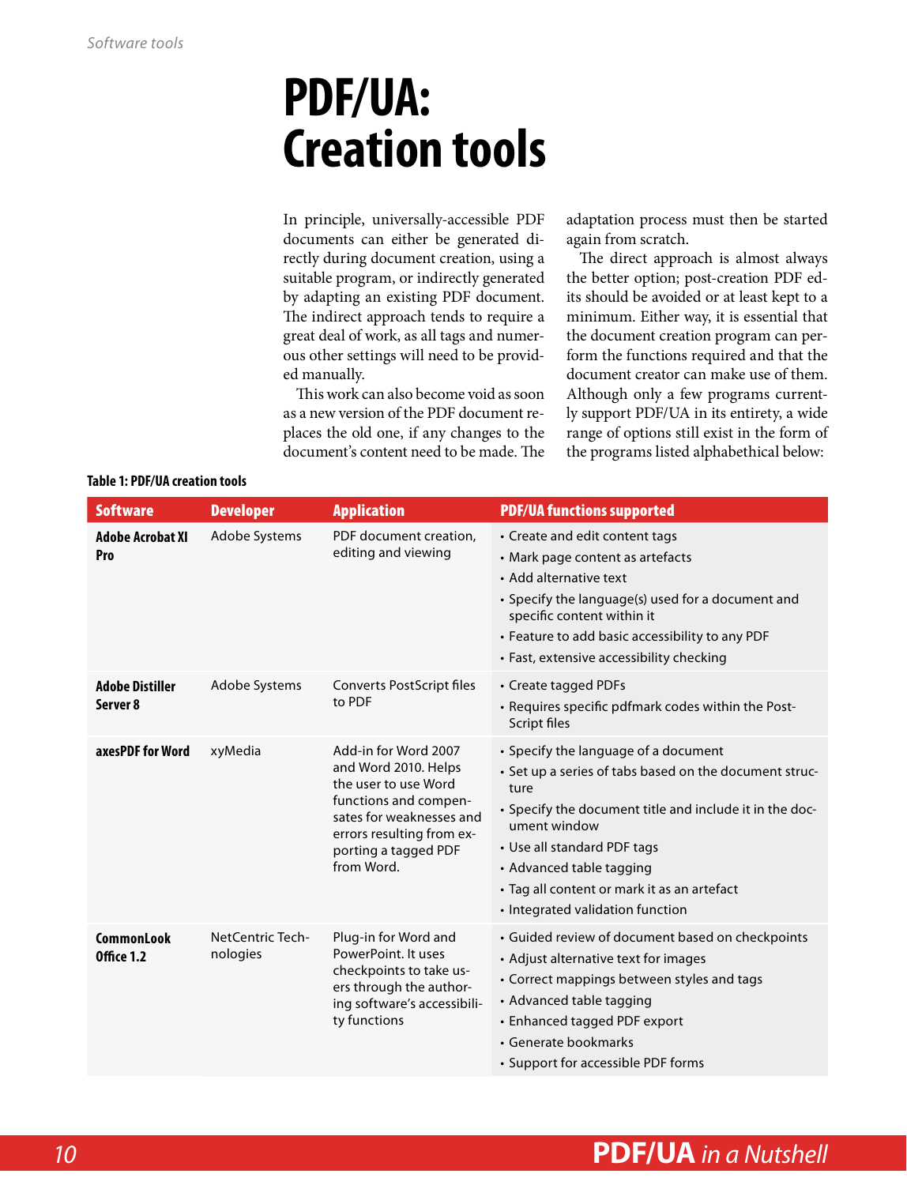# PDF/UA: Creation tools

In principle, universally-accessible PDF documents can either be generated directly during document creation, using a suitable program, or indirectly generated by adapting an existing PDF document. The indirect approach tends to require a great deal of work, as all tags and numerous other settings will need to be provided manually.

This work can also become void as soon as a new version of the PDF document replaces the old one, if any changes to the document's content need to be made. The adaptation process must then be started again from scratch.

The direct approach is almost always the better option; post-creation PDF edits should be avoided or at least kept to a minimum. Either way, it is essential that the document creation program can perform the functions required and that the document creator can make use of them. Although only a few programs currently support PDF/UA in its entirety, a wide range of options still exist in the form of the programs listed alphabethical below:

**Table 1: PDF/UA creation tools**

| Software | Developer | Application | PDF/UA functions supported |
|---|---|---|---|
| **Adobe Acrobat XI Pro** | Adobe Systems | PDF document creation, editing and viewing | • Create and edit content tags<br>• Mark page content as artefacts<br>• Add alternative text<br>• Specify the language(s) used for a document and specific content within it<br>• Feature to add basic accessibility to any PDF<br>• Fast, extensive accessibility checking |
| **Adobe Distiller Server 8** | Adobe Systems | Converts PostScript files to PDF | • Create tagged PDFs<br>• Requires specific pdfmark codes within the PostScript files |
| **axesPDF for Word** | xyMedia | Add-in for Word 2007 and Word 2010. Helps the user to use Word functions and compensates for weaknesses and errors resulting from exporting a tagged PDF from Word. | • Specify the language of a document<br>• Set up a series of tabs based on the document structure<br>• Specify the document title and include it in the document window<br>• Use all standard PDF tags<br>• Advanced table tagging<br>• Tag all content or mark it as an artefact<br>• Integrated validation function |
| **CommonLook Office 1.2** | NetCentric Technologies | Plug-in for Word and PowerPoint. It uses checkpoints to take users through the authoring software's accessibility functions | • Guided review of document based on checkpoints<br>• Adjust alternative text for images<br>• Correct mappings between styles and tags<br>• Advanced table tagging<br>• Enhanced tagged PDF export<br>• Generate bookmarks<br>• Support for accessible PDF forms |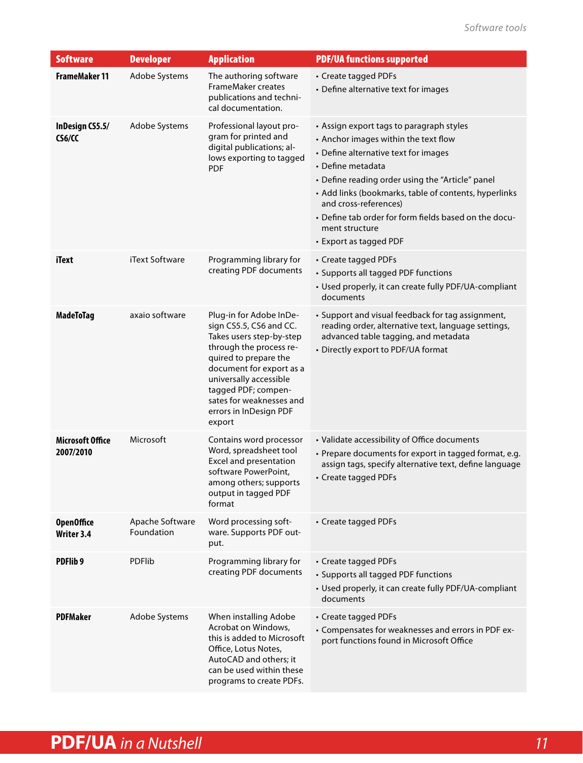| Software | Developer | Application | PDF/UA functions supported |
|---|---|---|---|
| **FrameMaker 11** | Adobe Systems | The authoring software FrameMaker creates publications and technical documentation. | • Create tagged PDFs<br>• Define alternative text for images |
| **InDesign CS5.5/ CS6/CC** | Adobe Systems | Professional layout program for printed and digital publications; allows exporting to tagged PDF | • Assign export tags to paragraph styles<br>• Anchor images within the text flow<br>• Define alternative text for images<br>• Define metadata<br>• Define reading order using the "Article" panel<br>• Add links (bookmarks, table of contents, hyperlinks and cross-references)<br>• Define tab order for form fields based on the document structure<br>• Export as tagged PDF |
| **iText** | iText Software | Programming library for creating PDF documents | • Create tagged PDFs<br>• Supports all tagged PDF functions<br>• Used properly, it can create fully PDF/UA-compliant documents |
| **MadeToTag** | axaio software | Plug-in for Adobe InDesign CS5.5, CS6 and CC. Takes users step-by-step through the process required to prepare the document for export as a universally accessible tagged PDF; compensates for weaknesses and errors in InDesign PDF export | • Support and visual feedback for tag assignment, reading order, alternative text, language settings, advanced table tagging, and metadata<br>• Directly export to PDF/UA format |
| **Microsoft Office 2007/2010** | Microsoft | Contains word processor Word, spreadsheet tool Excel and presentation software PowerPoint, among others; supports output in tagged PDF format | • Validate accessibility of Office documents<br>• Prepare documents for export in tagged format, e.g. assign tags, specify alternative text, define language<br>• Create tagged PDFs |
| **OpenOffice Writer 3.4** | Apache Software Foundation | Word processing software. Supports PDF output. | • Create tagged PDFs |
| **PDFlib 9** | PDFlib | Programming library for creating PDF documents | • Create tagged PDFs<br>• Supports all tagged PDF functions<br>• Used properly, it can create fully PDF/UA-compliant documents |
| **PDFMaker** | Adobe Systems | When installing Adobe Acrobat on Windows, this is added to Microsoft Office, Lotus Notes, AutoCAD and others; it can be used within these programs to create PDFs. | • Create tagged PDFs<br>• Compensates for weaknesses and errors in PDF export functions found in Microsoft Office |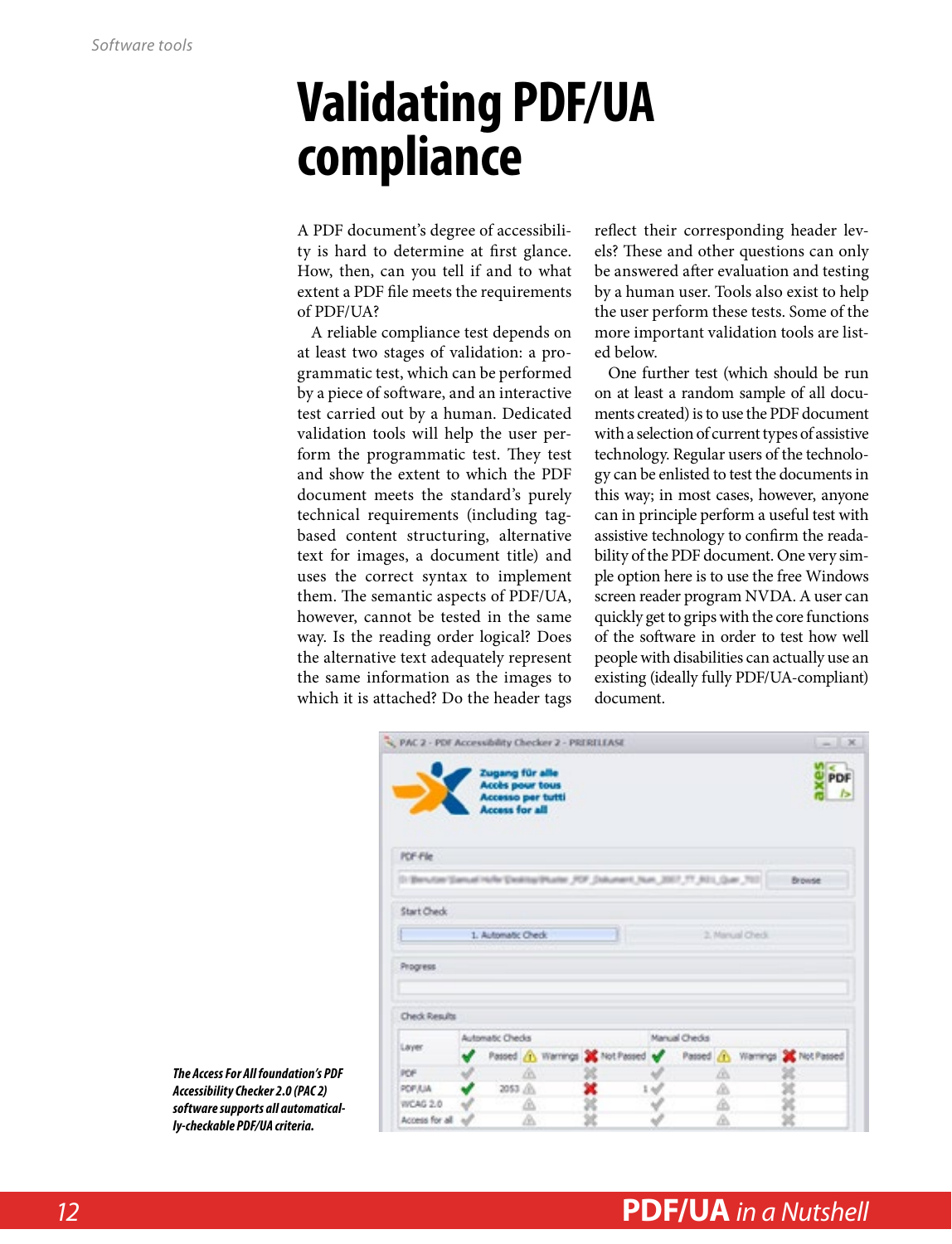# Validating PDF/UA compliance

A PDF document's degree of accessibility is hard to determine at first glance. How, then, can you tell if and to what extent a PDF file meets the requirements of PDF/UA?

A reliable compliance test depends on at least two stages of validation: a programmatic test, which can be performed by a piece of software, and an interactive test carried out by a human. Dedicated validation tools will help the user perform the programmatic test. They test and show the extent to which the PDF document meets the standard's purely technical requirements (including tag-based content structuring, alternative text for images, a document title) and uses the correct syntax to implement them. The semantic aspects of PDF/UA, however, cannot be tested in the same way. Is the reading order logical? Does the alternative text adequately represent the same information as the images to which it is attached? Do the header tags reflect their corresponding header levels? These and other questions can only be answered after evaluation and testing by a human user. Tools also exist to help the user perform these tests. Some of the more important validation tools are listed below.

One further test (which should be run on at least a random sample of all documents created) is to use the PDF document with a selection of current types of assistive technology. Regular users of the technology can be enlisted to test the documents in this way; in most cases, however, anyone can in principle perform a useful test with assistive technology to confirm the readability of the PDF document. One very simple option here is to use the free Windows screen reader program NVDA. A user can quickly get to grips with the core functions of the software in order to test how well people with disabilities can actually use an existing (ideally fully PDF/UA-compliant) document.

*The Access For All foundation's PDF Accessibility Checker 2.0 (PAC 2) software supports all automatically-checkable PDF/UA criteria.*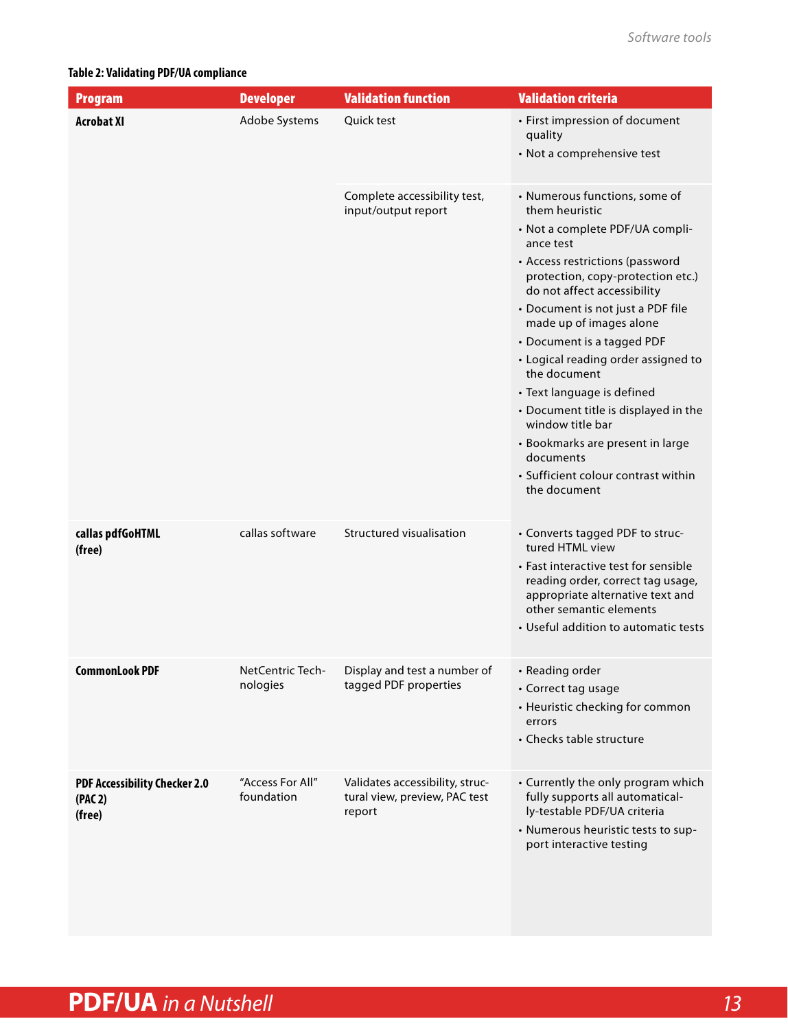**Table 2: Validating PDF/UA compliance**

| Program | Developer | Validation function | Validation criteria |
|---|---|---|---|
| **Acrobat XI** | Adobe Systems | Quick test | • First impression of document quality<br>• Not a comprehensive test |
| | | Complete accessibility test, input/output report | • Numerous functions, some of them heuristic<br>• Not a complete PDF/UA compliance test<br>• Access restrictions (password protection, copy-protection etc.) do not affect accessibility<br>• Document is not just a PDF file made up of images alone<br>• Document is a tagged PDF<br>• Logical reading order assigned to the document<br>• Text language is defined<br>• Document title is displayed in the window title bar<br>• Bookmarks are present in large documents<br>• Sufficient colour contrast within the document |
| **callas pdfGoHTML (free)** | callas software | Structured visualisation | • Converts tagged PDF to structured HTML view<br>• Fast interactive test for sensible reading order, correct tag usage, appropriate alternative text and other semantic elements<br>• Useful addition to automatic tests |
| **CommonLook PDF** | NetCentric Technologies | Display and test a number of tagged PDF properties | • Reading order<br>• Correct tag usage<br>• Heuristic checking for common errors<br>• Checks table structure |
| **PDF Accessibility Checker 2.0 (PAC 2) (free)** | "Access For All" foundation | Validates accessibility, structural view, preview, PAC test report | • Currently the only program which fully supports all automatically-testable PDF/UA criteria<br>• Numerous heuristic tests to support interactive testing |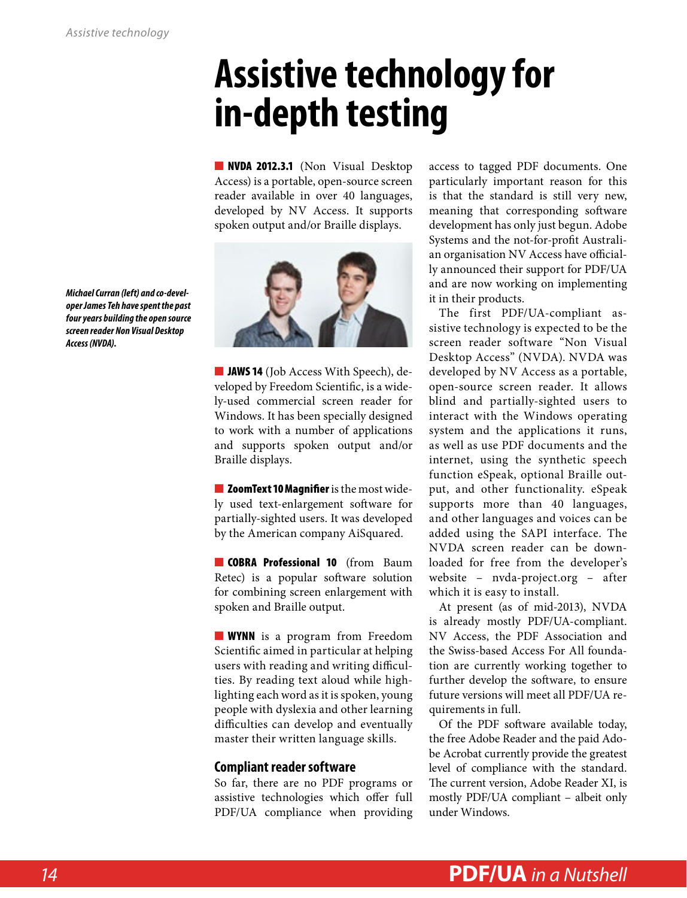# Assistive technology for in-depth testing

*Michael Curran (left) and co-developer James Teh have spent the past four years building the open source screen reader Non Visual Desktop Access (NVDA).*

■ **NVDA 2012.3.1** (Non Visual Desktop Access) is a portable, open-source screen reader available in over 40 languages, developed by NV Access. It supports spoken output and/or Braille displays.

■ **JAWS 14** (Job Access With Speech), developed by Freedom Scientific, is a widely-used commercial screen reader for Windows. It has been specially designed to work with a number of applications and supports spoken output and/or Braille displays.

■ **ZoomText 10 Magnifier** is the most widely used text-enlargement software for partially-sighted users. It was developed by the American company AiSquared.

■ **COBRA Professional 10** (from Baum Retec) is a popular software solution for combining screen enlargement with spoken and Braille output.

■ **WYNN** is a program from Freedom Scientific aimed in particular at helping users with reading and writing difficulties. By reading text aloud while highlighting each word as it is spoken, young people with dyslexia and other learning difficulties can develop and eventually master their written language skills.

## Compliant reader software

So far, there are no PDF programs or assistive technologies which offer full PDF/UA compliance when providing access to tagged PDF documents. One particularly important reason for this is that the standard is still very new, meaning that corresponding software development has only just begun. Adobe Systems and the not-for-profit Australian organisation NV Access have officially announced their support for PDF/UA and are now working on implementing it in their products.

The first PDF/UA-compliant assistive technology is expected to be the screen reader software "Non Visual Desktop Access" (NVDA). NVDA was developed by NV Access as a portable, open-source screen reader. It allows blind and partially-sighted users to interact with the Windows operating system and the applications it runs, as well as use PDF documents and the internet, using the synthetic speech function eSpeak, optional Braille output, and other functionality. eSpeak supports more than 40 languages, and other languages and voices can be added using the SAPI interface. The NVDA screen reader can be downloaded for free from the developer's website – nvda-project.org – after which it is easy to install.

At present (as of mid-2013), NVDA is already mostly PDF/UA-compliant. NV Access, the PDF Association and the Swiss-based Access For All foundation are currently working together to further develop the software, to ensure future versions will meet all PDF/UA requirements in full.

Of the PDF software available today, the free Adobe Reader and the paid Adobe Acrobat currently provide the greatest level of compliance with the standard. The current version, Adobe Reader XI, is mostly PDF/UA compliant – albeit only under Windows.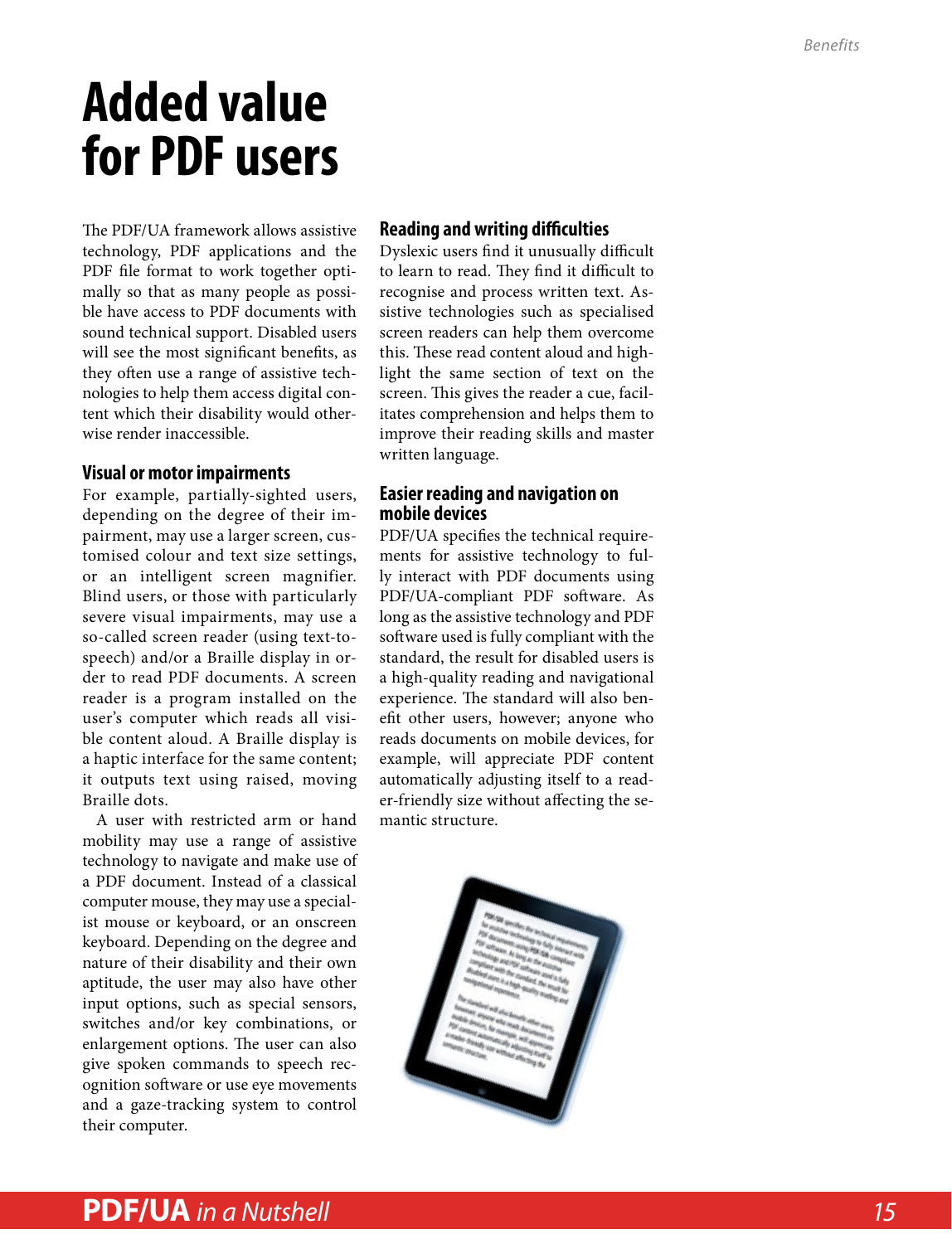# Added value for PDF users

The PDF/UA framework allows assistive technology, PDF applications and the PDF file format to work together optimally so that as many people as possible have access to PDF documents with sound technical support. Disabled users will see the most significant benefits, as they often use a range of assistive technologies to help them access digital content which their disability would otherwise render inaccessible.

### Visual or motor impairments

For example, partially-sighted users, depending on the degree of their impairment, may use a larger screen, customised colour and text size settings, or an intelligent screen magnifier. Blind users, or those with particularly severe visual impairments, may use a so-called screen reader (using text-to-speech) and/or a Braille display in order to read PDF documents. A screen reader is a program installed on the user's computer which reads all visible content aloud. A Braille display is a haptic interface for the same content; it outputs text using raised, moving Braille dots.

A user with restricted arm or hand mobility may use a range of assistive technology to navigate and make use of a PDF document. Instead of a classical computer mouse, they may use a specialist mouse or keyboard, or an onscreen keyboard. Depending on the degree and nature of their disability and their own aptitude, the user may also have other input options, such as special sensors, switches and/or key combinations, or enlargement options. The user can also give spoken commands to speech recognition software or use eye movements and a gaze-tracking system to control their computer.

### Reading and writing difficulties

Dyslexic users find it unusually difficult to learn to read. They find it difficult to recognise and process written text. Assistive technologies such as specialised screen readers can help them overcome this. These read content aloud and highlight the same section of text on the screen. This gives the reader a cue, facilitates comprehension and helps them to improve their reading skills and master written language.

### Easier reading and navigation on mobile devices

PDF/UA specifies the technical requirements for assistive technology to fully interact with PDF documents using PDF/UA-compliant PDF software. As long as the assistive technology and PDF software used is fully compliant with the standard, the result for disabled users is a high-quality reading and navigational experience. The standard will also benefit other users, however; anyone who reads documents on mobile devices, for example, will appreciate PDF content automatically adjusting itself to a reader-friendly size without affecting the semantic structure.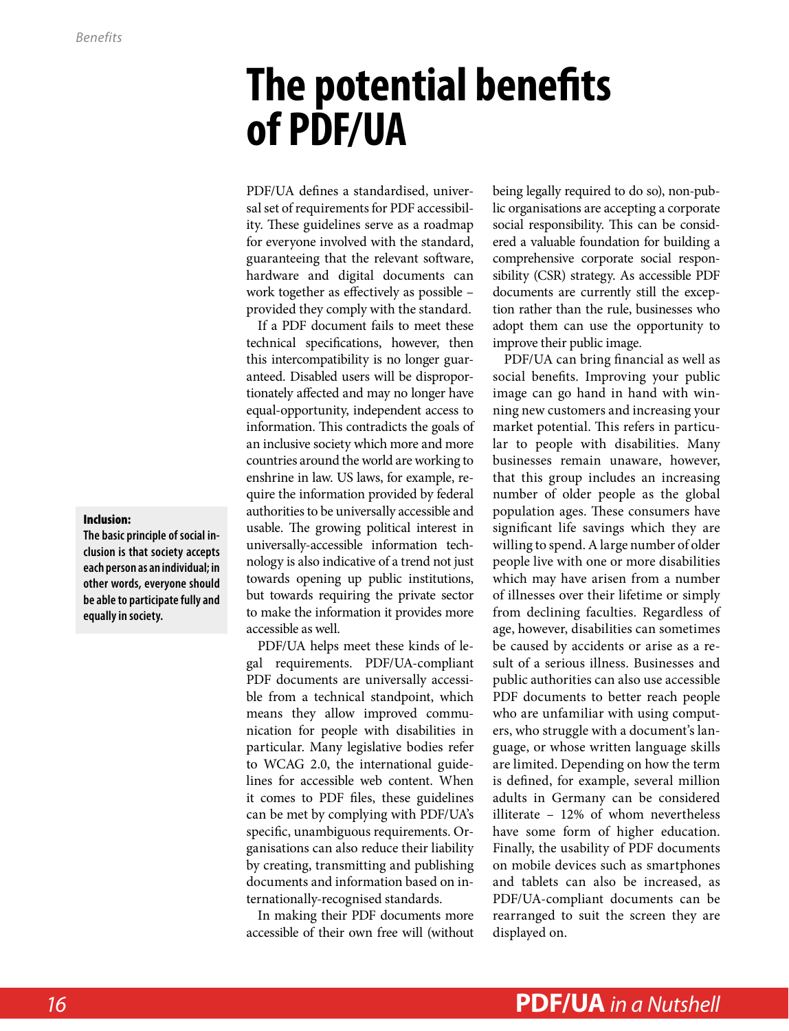# The potential benefits of PDF/UA

PDF/UA defines a standardised, universal set of requirements for PDF accessibility. These guidelines serve as a roadmap for everyone involved with the standard, guaranteeing that the relevant software, hardware and digital documents can work together as effectively as possible – provided they comply with the standard.

If a PDF document fails to meet these technical specifications, however, then this intercompatibility is no longer guaranteed. Disabled users will be disproportionately affected and may no longer have equal-opportunity, independent access to information. This contradicts the goals of an inclusive society which more and more countries around the world are working to enshrine in law. US laws, for example, require the information provided by federal authorities to be universally accessible and usable. The growing political interest in universally-accessible information technology is also indicative of a trend not just towards opening up public institutions, but towards requiring the private sector to make the information it provides more accessible as well.

> **Inclusion:**
> **The basic principle of social inclusion is that society accepts each person as an individual; in other words, everyone should be able to participate fully and equally in society.**

PDF/UA helps meet these kinds of legal requirements. PDF/UA-compliant PDF documents are universally accessible from a technical standpoint, which means they allow improved communication for people with disabilities in particular. Many legislative bodies refer to WCAG 2.0, the international guidelines for accessible web content. When it comes to PDF files, these guidelines can be met by complying with PDF/UA's specific, unambiguous requirements. Organisations can also reduce their liability by creating, transmitting and publishing documents and information based on internationally-recognised standards.

In making their PDF documents more accessible of their own free will (without being legally required to do so), non-public organisations are accepting a corporate social responsibility. This can be considered a valuable foundation for building a comprehensive corporate social responsibility (CSR) strategy. As accessible PDF documents are currently still the exception rather than the rule, businesses who adopt them can use the opportunity to improve their public image.

PDF/UA can bring financial as well as social benefits. Improving your public image can go hand in hand with winning new customers and increasing your market potential. This refers in particular to people with disabilities. Many businesses remain unaware, however, that this group includes an increasing number of older people as the global population ages. These consumers have significant life savings which they are willing to spend. A large number of older people live with one or more disabilities which may have arisen from a number of illnesses over their lifetime or simply from declining faculties. Regardless of age, however, disabilities can sometimes be caused by accidents or arise as a result of a serious illness. Businesses and public authorities can also use accessible PDF documents to better reach people who are unfamiliar with using computers, who struggle with a document's language, or whose written language skills are limited. Depending on how the term is defined, for example, several million adults in Germany can be considered illiterate – 12% of whom nevertheless have some form of higher education. Finally, the usability of PDF documents on mobile devices such as smartphones and tablets can also be increased, as PDF/UA-compliant documents can be rearranged to suit the screen they are displayed on.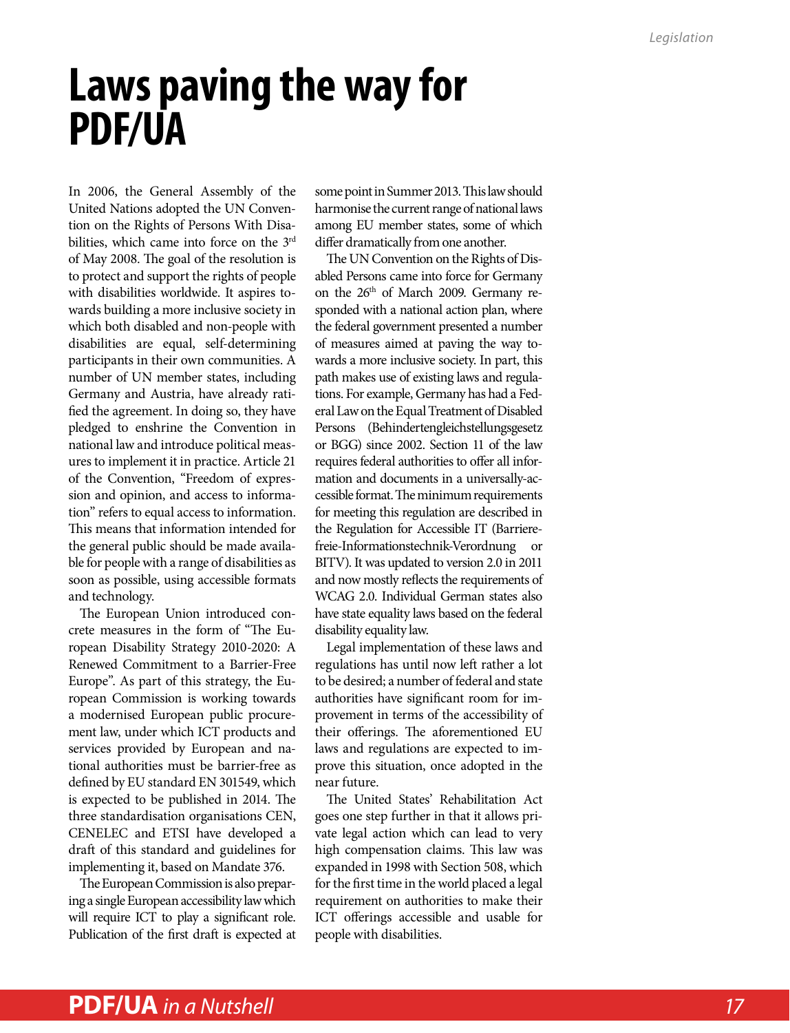# Laws paving the way for PDF/UA

In 2006, the General Assembly of the United Nations adopted the UN Convention on the Rights of Persons With Disabilities, which came into force on the 3rd of May 2008. The goal of the resolution is to protect and support the rights of people with disabilities worldwide. It aspires towards building a more inclusive society in which both disabled and non-people with disabilities are equal, self-determining participants in their own communities. A number of UN member states, including Germany and Austria, have already ratified the agreement. In doing so, they have pledged to enshrine the Convention in national law and introduce political measures to implement it in practice. Article 21 of the Convention, "Freedom of expression and opinion, and access to information" refers to equal access to information. This means that information intended for the general public should be made available for people with a range of disabilities as soon as possible, using accessible formats and technology.

The European Union introduced concrete measures in the form of "The European Disability Strategy 2010-2020: A Renewed Commitment to a Barrier-Free Europe". As part of this strategy, the European Commission is working towards a modernised European public procurement law, under which ICT products and services provided by European and national authorities must be barrier-free as defined by EU standard EN 301549, which is expected to be published in 2014. The three standardisation organisations CEN, CENELEC and ETSI have developed a draft of this standard and guidelines for implementing it, based on Mandate 376.

The European Commission is also preparing a single European accessibility law which will require ICT to play a significant role. Publication of the first draft is expected at some point in Summer 2013. This law should harmonise the current range of national laws among EU member states, some of which differ dramatically from one another.

The UN Convention on the Rights of Disabled Persons came into force for Germany on the 26th of March 2009. Germany responded with a national action plan, where the federal government presented a number of measures aimed at paving the way towards a more inclusive society. In part, this path makes use of existing laws and regulations. For example, Germany has had a Federal Law on the Equal Treatment of Disabled Persons (Behindertengleichstellungsgesetz or BGG) since 2002. Section 11 of the law requires federal authorities to offer all information and documents in a universally-accessible format. The minimum requirements for meeting this regulation are described in the Regulation for Accessible IT (Barrierefreie-Informationstechnik-Verordnung or BITV). It was updated to version 2.0 in 2011 and now mostly reflects the requirements of WCAG 2.0. Individual German states also have state equality laws based on the federal disability equality law.

Legal implementation of these laws and regulations has until now left rather a lot to be desired; a number of federal and state authorities have significant room for improvement in terms of the accessibility of their offerings. The aforementioned EU laws and regulations are expected to improve this situation, once adopted in the near future.

The United States' Rehabilitation Act goes one step further in that it allows private legal action which can lead to very high compensation claims. This law was expanded in 1998 with Section 508, which for the first time in the world placed a legal requirement on authorities to make their ICT offerings accessible and usable for people with disabilities.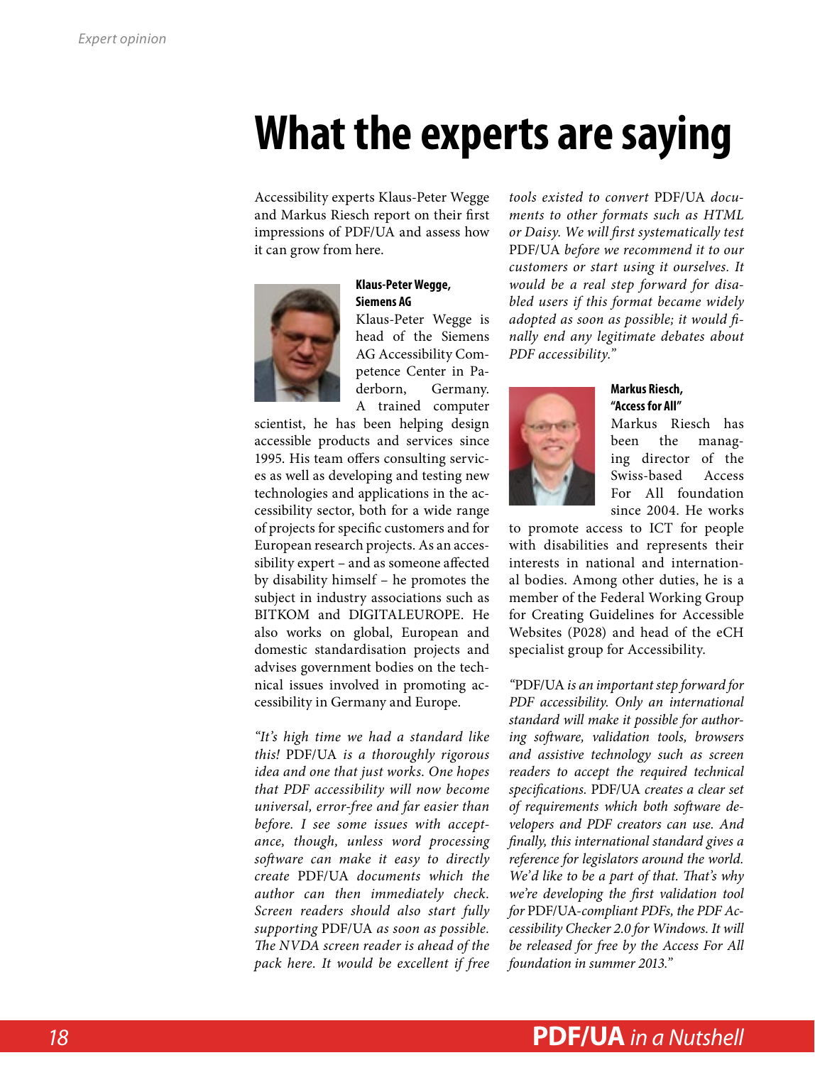# What the experts are saying

Accessibility experts Klaus-Peter Wegge and Markus Riesch report on their first impressions of PDF/UA and assess how it can grow from here.

**Klaus-Peter Wegge, Siemens AG**

Klaus-Peter Wegge is head of the Siemens AG Accessibility Competence Center in Paderborn, Germany. A trained computer scientist, he has been helping design accessible products and services since 1995. His team offers consulting services as well as developing and testing new technologies and applications in the accessibility sector, both for a wide range of projects for specific customers and for European research projects. As an accessibility expert – and as someone affected by disability himself – he promotes the subject in industry associations such as BITKOM and DIGITALEUROPE. He also works on global, European and domestic standardisation projects and advises government bodies on the technical issues involved in promoting accessibility in Germany and Europe.

*"It's high time we had a standard like this!* PDF/UA *is a thoroughly rigorous idea and one that just works. One hopes that PDF accessibility will now become universal, error-free and far easier than before. I see some issues with acceptance, though, unless word processing software can make it easy to directly create* PDF/UA *documents which the author can then immediately check. Screen readers should also start fully supporting* PDF/UA *as soon as possible. The NVDA screen reader is ahead of the pack here. It would be excellent if free tools existed to convert* PDF/UA *documents to other formats such as HTML or Daisy. We will first systematically test* PDF/UA *before we recommend it to our customers or start using it ourselves. It would be a real step forward for disabled users if this format became widely adopted as soon as possible; it would finally end any legitimate debates about PDF accessibility."*

**Markus Riesch, "Access for All"**

Markus Riesch has been the managing director of the Swiss-based Access For All foundation since 2004. He works to promote access to ICT for people with disabilities and represents their interests in national and international bodies. Among other duties, he is a member of the Federal Working Group for Creating Guidelines for Accessible Websites (P028) and head of the eCH specialist group for Accessibility.

*"*PDF/UA *is an important step forward for PDF accessibility. Only an international standard will make it possible for authoring software, validation tools, browsers and assistive technology such as screen readers to accept the required technical specifications.* PDF/UA *creates a clear set of requirements which both software developers and PDF creators can use. And finally, this international standard gives a reference for legislators around the world. We'd like to be a part of that. That's why we're developing the first validation tool for* PDF/UA*-compliant PDFs, the PDF Accessibility Checker 2.0 for Windows. It will be released for free by the Access For All foundation in summer 2013."*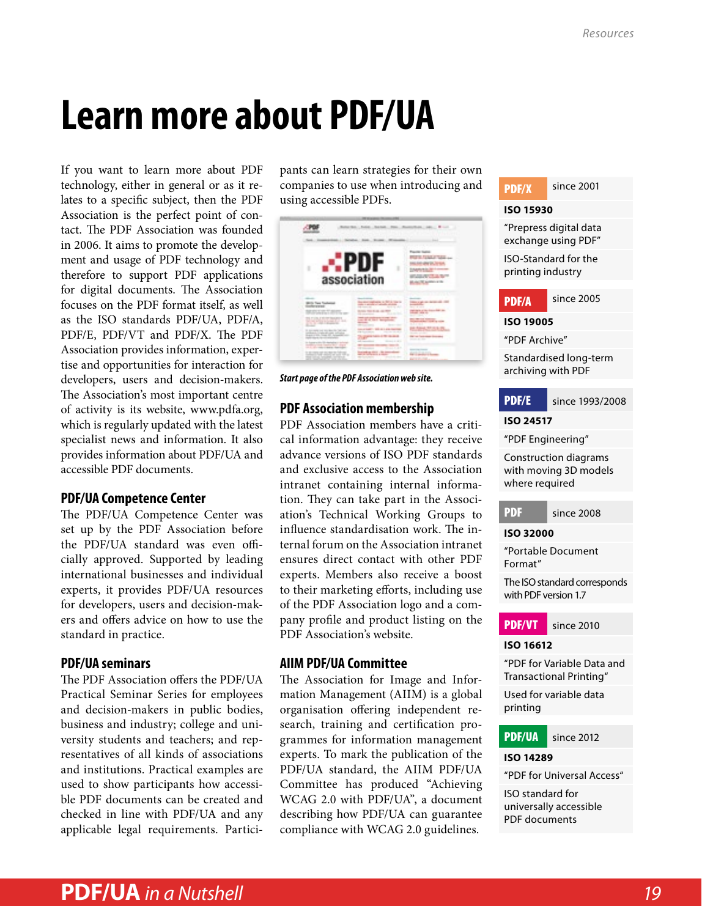# Learn more about PDF/UA

If you want to learn more about PDF technology, either in general or as it relates to a specific subject, then the PDF Association is the perfect point of contact. The PDF Association was founded in 2006. It aims to promote the development and usage of PDF technology and therefore to support PDF applications for digital documents. The Association focuses on the PDF format itself, as well as the ISO standards PDF/UA, PDF/A, PDF/E, PDF/VT and PDF/X. The PDF Association provides information, expertise and opportunities for interaction for developers, users and decision-makers. The Association's most important centre of activity is its website, www.pdfa.org, which is regularly updated with the latest specialist news and information. It also provides information about PDF/UA and accessible PDF documents.

## PDF/UA Competence Center

The PDF/UA Competence Center was set up by the PDF Association before the PDF/UA standard was even officially approved. Supported by leading international businesses and individual experts, it provides PDF/UA resources for developers, users and decision-makers and offers advice on how to use the standard in practice.

## PDF/UA seminars

The PDF Association offers the PDF/UA Practical Seminar Series for employees and decision-makers in public bodies, business and industry; college and university students and teachers; and representatives of all kinds of associations and institutions. Practical examples are used to show participants how accessible PDF documents can be created and checked in line with PDF/UA and any applicable legal requirements. Participants can learn strategies for their own companies to use when introducing and using accessible PDFs.

*Start page of the PDF Association web site.*

## PDF Association membership

PDF Association members have a critical information advantage: they receive advance versions of ISO PDF standards and exclusive access to the Association intranet containing internal information. They can take part in the Association's Technical Working Groups to influence standardisation work. The internal forum on the Association intranet ensures direct contact with other PDF experts. Members also receive a boost to their marketing efforts, including use of the PDF Association logo and a company profile and product listing on the PDF Association's website.

## AIIM PDF/UA Committee

The Association for Image and Information Management (AIIM) is a global organisation offering independent research, training and certification programmes for information management experts. To mark the publication of the PDF/UA standard, the AIIM PDF/UA Committee has produced "Achieving WCAG 2.0 with PDF/UA", a document describing how PDF/UA can guarantee compliance with WCAG 2.0 guidelines.

| **PDF/X** | since 2001 |
|---|---|
| **ISO 15930** | |
| "Prepress digital data exchange using PDF" | |
| ISO-Standard for the printing industry | |

| **PDF/A** | since 2005 |
|---|---|
| **ISO 19005** | |
| "PDF Archive" | |
| Standardised long-term archiving with PDF | |

| **PDF/E** | since 1993/2008 |
|---|---|
| **ISO 24517** | |
| "PDF Engineering" | |
| Construction diagrams with moving 3D models where required | |

| **PDF** | since 2008 |
|---|---|
| **ISO 32000** | |
| "Portable Document Format" | |
| The ISO standard corresponds with PDF version 1.7 | |

| **PDF/VT** | since 2010 |
|---|---|
| **ISO 16612** | |
| "PDF for Variable Data and Transactional Printing" | |
| Used for variable data printing | |

| **PDF/UA** | since 2012 |
|---|---|
| **ISO 14289** | |
| "PDF for Universal Access" | |
| ISO standard for universally accessible PDF documents | |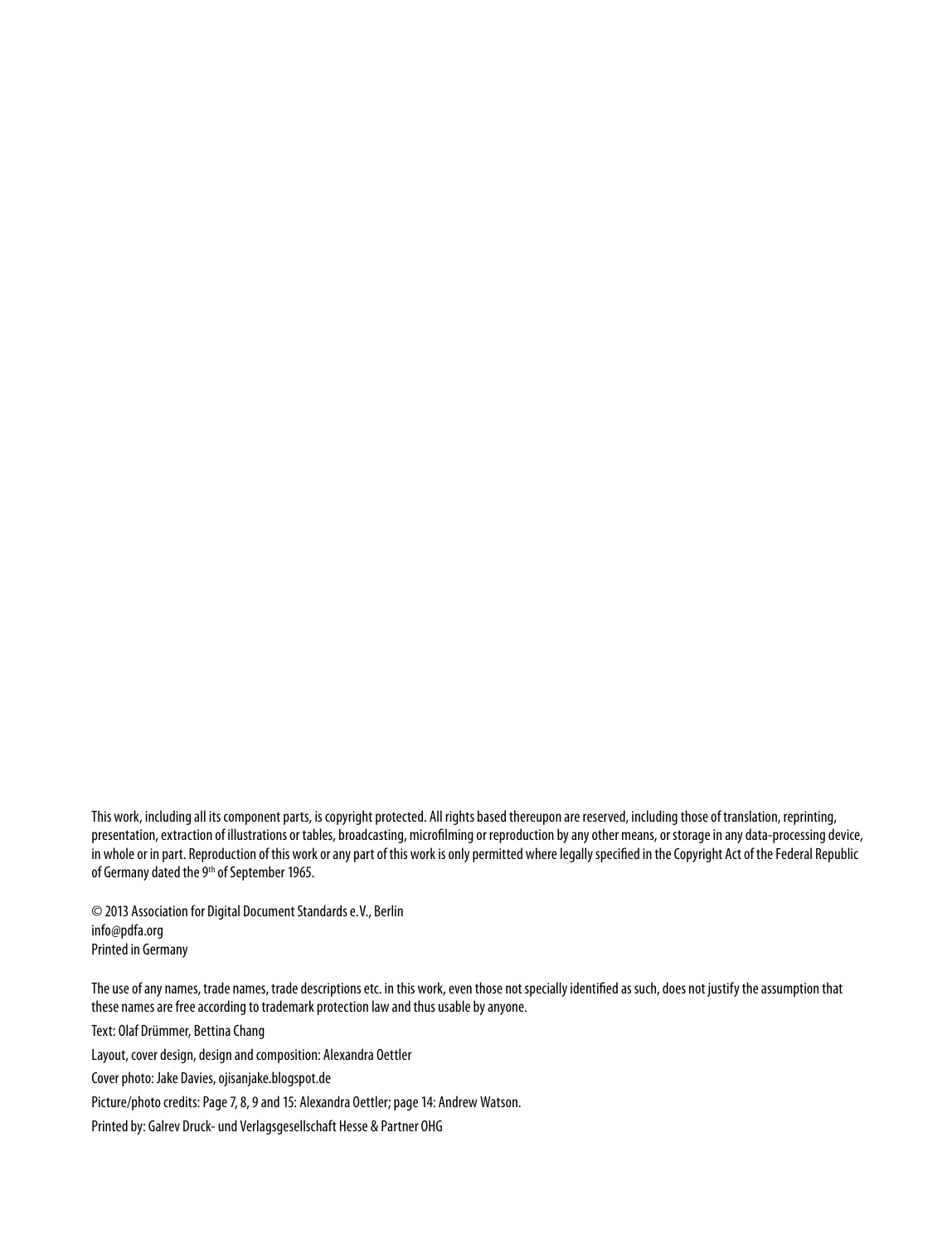This work, including all its component parts, is copyright protected. All rights based thereupon are reserved, including those of translation, reprinting, presentation, extraction of illustrations or tables, broadcasting, microfilming or reproduction by any other means, or storage in any data-processing device, in whole or in part. Reproduction of this work or any part of this work is only permitted where legally specified in the Copyright Act of the Federal Republic of Germany dated the 9th of September 1965.

© 2013 Association for Digital Document Standards e.V., Berlin
info@pdfa.org
Printed in Germany

The use of any names, trade names, trade descriptions etc. in this work, even those not specially identified as such, does not justify the assumption that these names are free according to trademark protection law and thus usable by anyone.

Text: Olaf Drümmer, Bettina Chang

Layout, cover design, design and composition: Alexandra Oettler

Cover photo: Jake Davies, ojisanjake.blogspot.de

Picture/photo credits: Page 7, 8, 9 and 15: Alexandra Oettler; page 14: Andrew Watson.

Printed by: Galrev Druck- und Verlagsgesellschaft Hesse & Partner OHG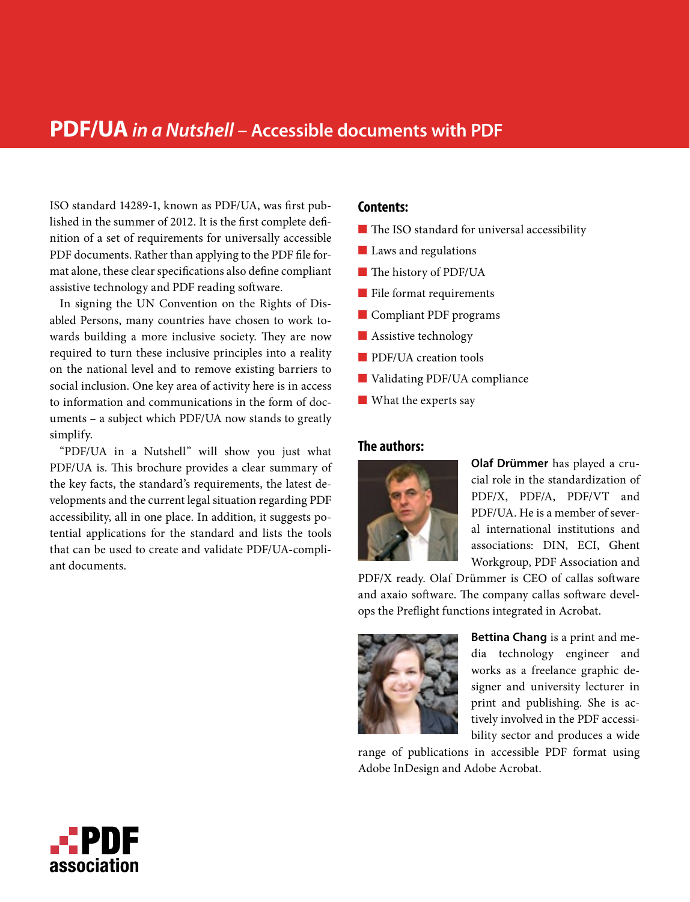# **PDF/UA** *in a Nutshell* – Accessible documents with PDF

ISO standard 14289-1, known as PDF/UA, was first published in the summer of 2012. It is the first complete definition of a set of requirements for universally accessible PDF documents. Rather than applying to the PDF file format alone, these clear specifications also define compliant assistive technology and PDF reading software.

In signing the UN Convention on the Rights of Disabled Persons, many countries have chosen to work towards building a more inclusive society. They are now required to turn these inclusive principles into a reality on the national level and to remove existing barriers to social inclusion. One key area of activity here is in access to information and communications in the form of documents – a subject which PDF/UA now stands to greatly simplify.

"PDF/UA in a Nutshell" will show you just what PDF/UA is. This brochure provides a clear summary of the key facts, the standard's requirements, the latest developments and the current legal situation regarding PDF accessibility, all in one place. In addition, it suggests potential applications for the standard and lists the tools that can be used to create and validate PDF/UA-compliant documents.

## Contents:

- The ISO standard for universal accessibility
- Laws and regulations
- The history of PDF/UA
- File format requirements
- Compliant PDF programs
- Assistive technology
- PDF/UA creation tools
- Validating PDF/UA compliance
- What the experts say

## The authors:

**Olaf Drümmer** has played a crucial role in the standardization of PDF/X, PDF/A, PDF/VT and PDF/UA. He is a member of several international institutions and associations: DIN, ECI, Ghent Workgroup, PDF Association and PDF/X ready. Olaf Drümmer is CEO of callas software and axaio software. The company callas software develops the Preflight functions integrated in Acrobat.

**Bettina Chang** is a print and media technology engineer and works as a freelance graphic designer and university lecturer in print and publishing. She is actively involved in the PDF accessibility sector and produces a wide range of publications in accessible PDF format using Adobe InDesign and Adobe Acrobat.

PDF association